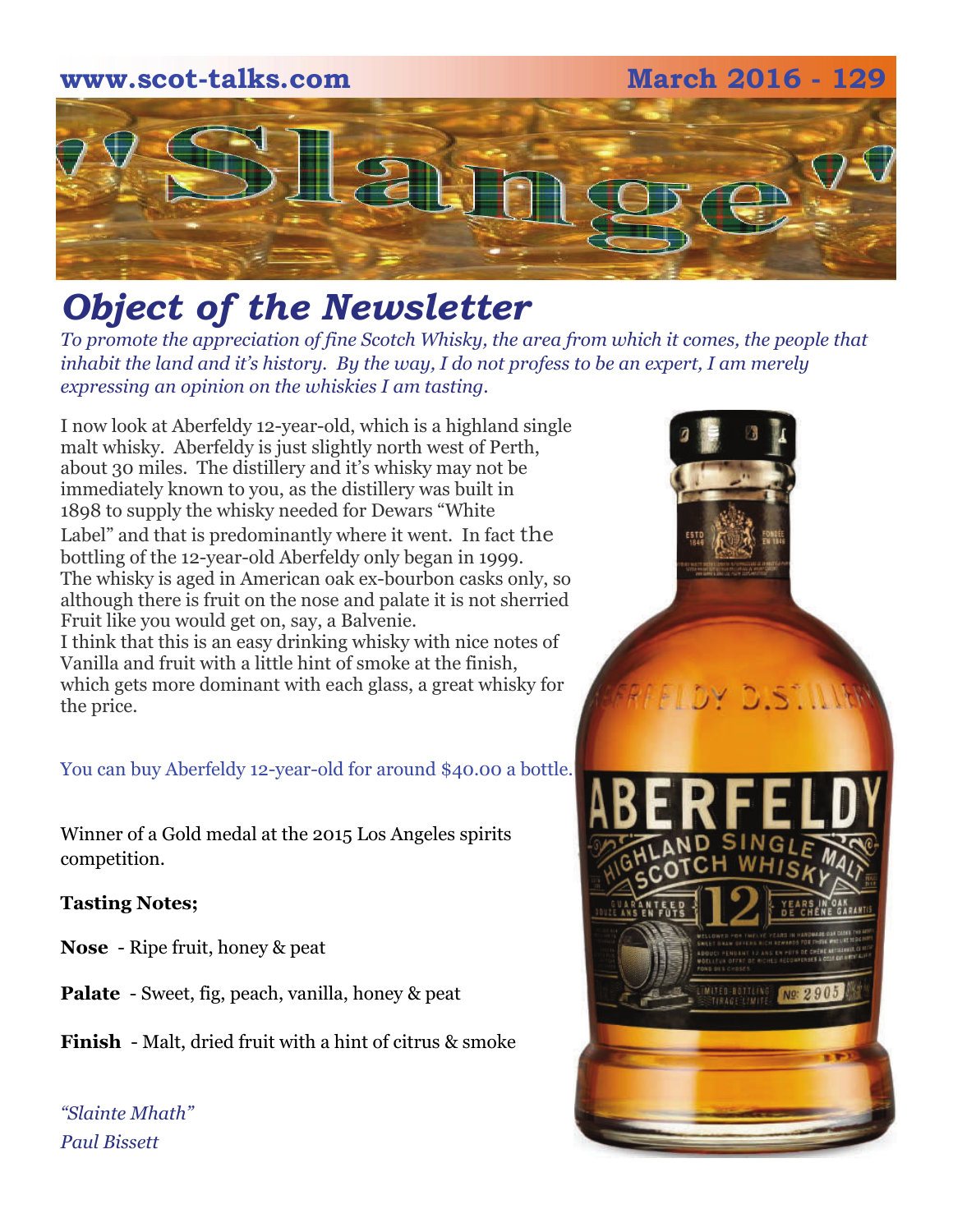www.scot-talks.com March 2016 - 129

# "Slange"

## *Object of the Newsletter*

*To promote the appreciation of fine Scotch Whisky, the area from which it comes, the people that inhabit the land and it's history. By the way, I do not profess to be an expert, I am merely expressing an opinion on the whiskies I am tasting.*

I now look at Aberfeldy 12-year-old, which is a highland single malt whisky. Aberfeldy is just slightly north west of Perth, about 30 miles. The distillery and it's whisky may not be immediately known to you, as the distillery was built in 1898 to supply the whisky needed for Dewars "White Label" and that is predominantly where it went. In fact the bottling of the 12-year-old Aberfeldy only began in 1999. The whisky is aged in American oak ex-bourbon casks only, so although there is fruit on the nose and palate it is not sherried Fruit like you would get on, say, a Balvenie.
I think that this is an easy drinking whisky with nice notes of Vanilla and fruit with a little hint of smoke at the finish, which gets more dominant with each glass, a great whisky for the price.

You can buy Aberfeldy 12-year-old for around $40.00 a bottle.

Winner of a Gold medal at the 2015 Los Angeles spirits competition.

**Tasting Notes;**

**Nose** - Ripe fruit, honey & peat

**Palate** - Sweet, fig, peach, vanilla, honey & peat

**Finish** - Malt, dried fruit with a hint of citrus & smoke

*"Slainte Mhath"*
*Paul Bissett*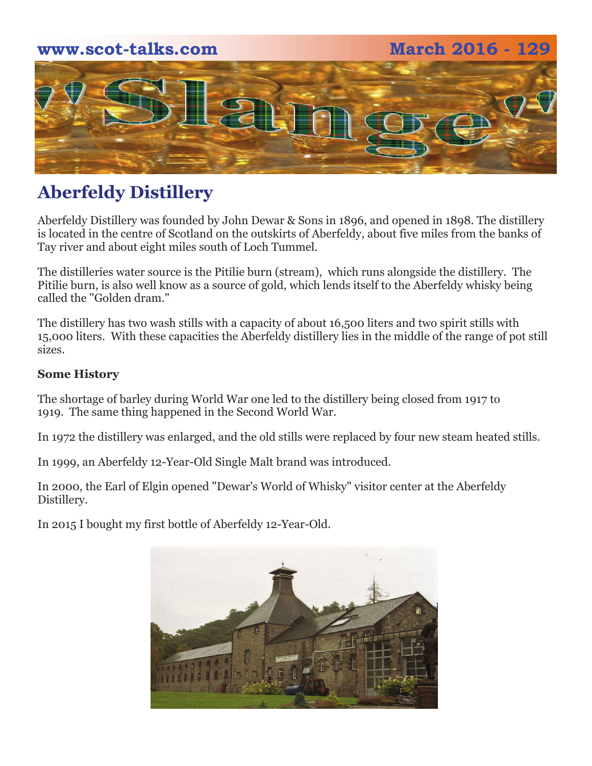## Aberfeldy Distillery

Aberfeldy Distillery was founded by John Dewar & Sons in 1896, and opened in 1898. The distillery is located in the centre of Scotland on the outskirts of Aberfeldy, about five miles from the banks of Tay river and about eight miles south of Loch Tummel.

The distilleries water source is the Pitilie burn (stream), which runs alongside the distillery. The Pitilie burn, is also well know as a source of gold, which lends itself to the Aberfeldy whisky being called the "Golden dram."

The distillery has two wash stills with a capacity of about 16,500 liters and two spirit stills with 15,000 liters. With these capacities the Aberfeldy distillery lies in the middle of the range of pot still sizes.

**Some History**

The shortage of barley during World War one led to the distillery being closed from 1917 to 1919. The same thing happened in the Second World War.

In 1972 the distillery was enlarged, and the old stills were replaced by four new steam heated stills.

In 1999, an Aberfeldy 12-Year-Old Single Malt brand was introduced.

In 2000, the Earl of Elgin opened "Dewar's World of Whisky" visitor center at the Aberfeldy Distillery.

In 2015 I bought my first bottle of Aberfeldy 12-Year-Old.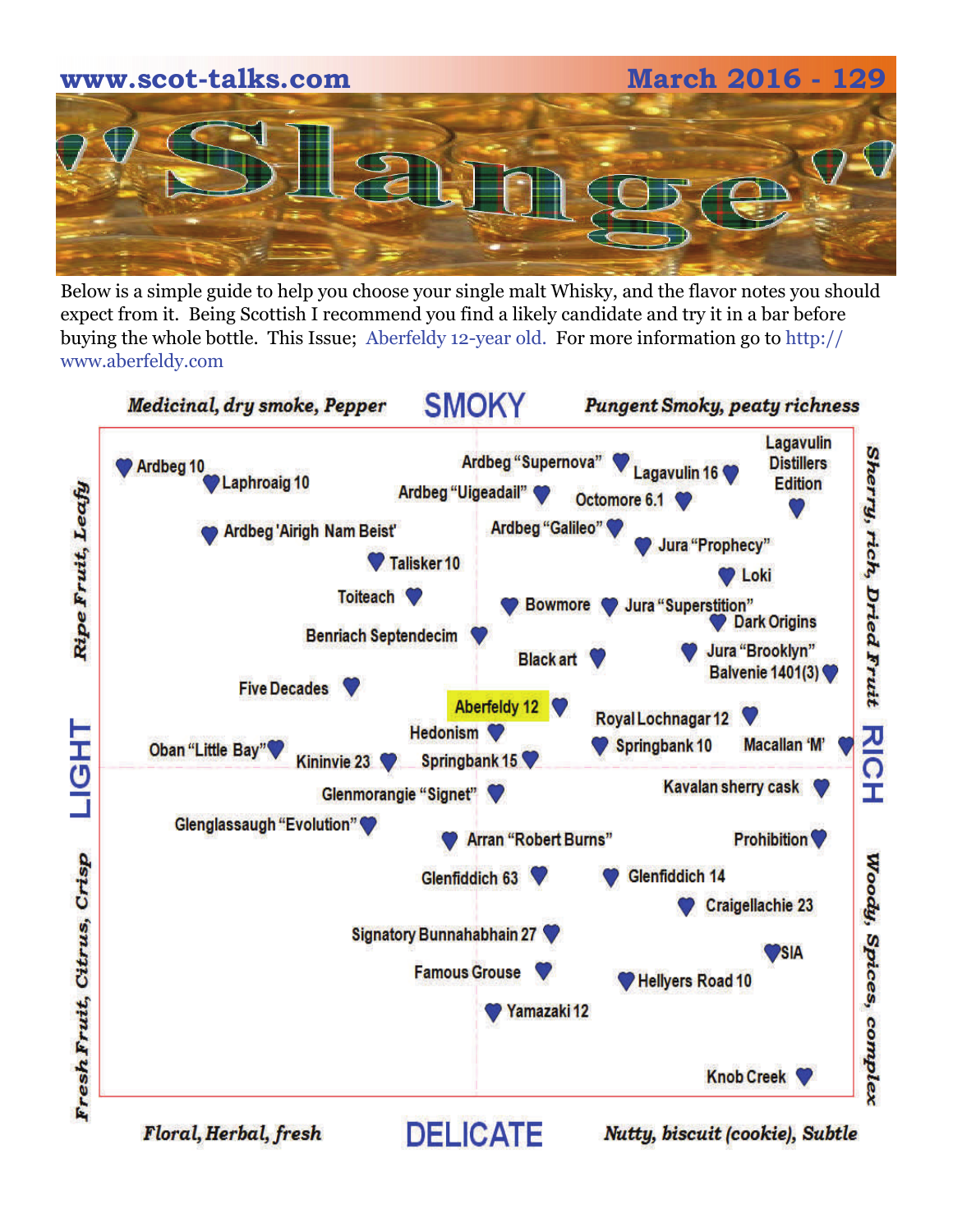# 'Slange'

Below is a simple guide to help you choose your single malt Whisky, and the flavor notes you should expect from it. Being Scottish I recommend you find a likely candidate and try it in a bar before buying the whole bottle. This Issue; Aberfeldy 12-year old. For more information go to http://www.aberfeldy.com

*Medicinal, dry smoke, Pepper* — **SMOKY** — *Pungent Smoky, peaty richness*

*Ripe Fruit, Leafy* — **LIGHT** — *Fresh Fruit, Citrus, Crisp*

*Sherry, rich, Dried Fruit* — **RICH** — *Woody, Spices, complex*

*Floral, Herbal, fresh* — **DELICATE** — *Nutty, biscuit (cookie), Subtle*

Ardbeg 10
Laphroaig 10
Ardbeg "Supernova"
Lagavulin 16
Lagavulin Distillers Edition
Ardbeg "Uigeadail"
Octomore 6.1
Ardbeg 'Airigh Nam Beist'
Ardbeg "Galileo"
Jura "Prophecy"
Talisker 10
Loki
Toiteach
Bowmore
Jura "Superstition"
Dark Origins
Benriach Septendecim
Black art
Jura "Brooklyn"
Balvenie 1401(3)
Five Decades
Aberfeldy 12
Royal Lochnagar 12
Hedonism
Oban "Little Bay"
Kininvie 23
Springbank 15
Springbank 10
Macallan 'M'
Glenmorangie "Signet"
Kavalan sherry cask
Glenglassaugh "Evolution"
Arran "Robert Burns"
Prohibition
Glenfiddich 63
Glenfiddich 14
Craigellachie 23
Signatory Bunnahabhain 27
SIA
Famous Grouse
Hellyers Road 10
Yamazaki 12
Knob Creek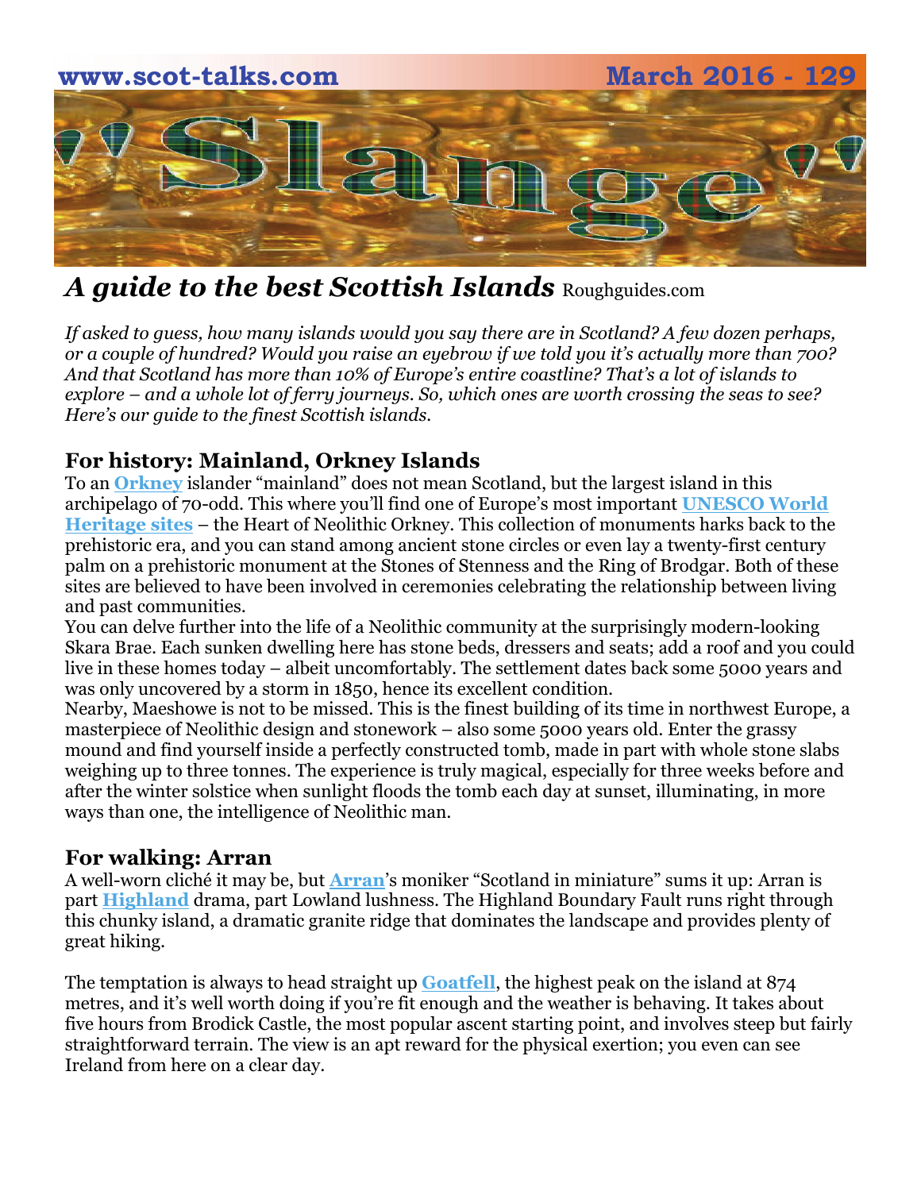## A guide to the best Scottish Islands Roughguides.com

*If asked to guess, how many islands would you say there are in Scotland? A few dozen perhaps, or a couple of hundred? Would you raise an eyebrow if we told you it's actually more than 700? And that Scotland has more than 10% of Europe's entire coastline? That's a lot of islands to explore – and a whole lot of ferry journeys. So, which ones are worth crossing the seas to see? Here's our guide to the finest Scottish islands.*

### For history: Mainland, Orkney Islands

To an **Orkney** islander "mainland" does not mean Scotland, but the largest island in this archipelago of 70-odd. This where you'll find one of Europe's most important **UNESCO World Heritage sites** – the Heart of Neolithic Orkney. This collection of monuments harks back to the prehistoric era, and you can stand among ancient stone circles or even lay a twenty-first century palm on a prehistoric monument at the Stones of Stenness and the Ring of Brodgar. Both of these sites are believed to have been involved in ceremonies celebrating the relationship between living and past communities.

You can delve further into the life of a Neolithic community at the surprisingly modern-looking Skara Brae. Each sunken dwelling here has stone beds, dressers and seats; add a roof and you could live in these homes today – albeit uncomfortably. The settlement dates back some 5000 years and was only uncovered by a storm in 1850, hence its excellent condition.

Nearby, Maeshowe is not to be missed. This is the finest building of its time in northwest Europe, a masterpiece of Neolithic design and stonework – also some 5000 years old. Enter the grassy mound and find yourself inside a perfectly constructed tomb, made in part with whole stone slabs weighing up to three tonnes. The experience is truly magical, especially for three weeks before and after the winter solstice when sunlight floods the tomb each day at sunset, illuminating, in more ways than one, the intelligence of Neolithic man.

### For walking: Arran

A well-worn cliché it may be, but **Arran**'s moniker "Scotland in miniature" sums it up: Arran is part **Highland** drama, part Lowland lushness. The Highland Boundary Fault runs right through this chunky island, a dramatic granite ridge that dominates the landscape and provides plenty of great hiking.

The temptation is always to head straight up **Goatfell**, the highest peak on the island at 874 metres, and it's well worth doing if you're fit enough and the weather is behaving. It takes about five hours from Brodick Castle, the most popular ascent starting point, and involves steep but fairly straightforward terrain. The view is an apt reward for the physical exertion; you even can see Ireland from here on a clear day.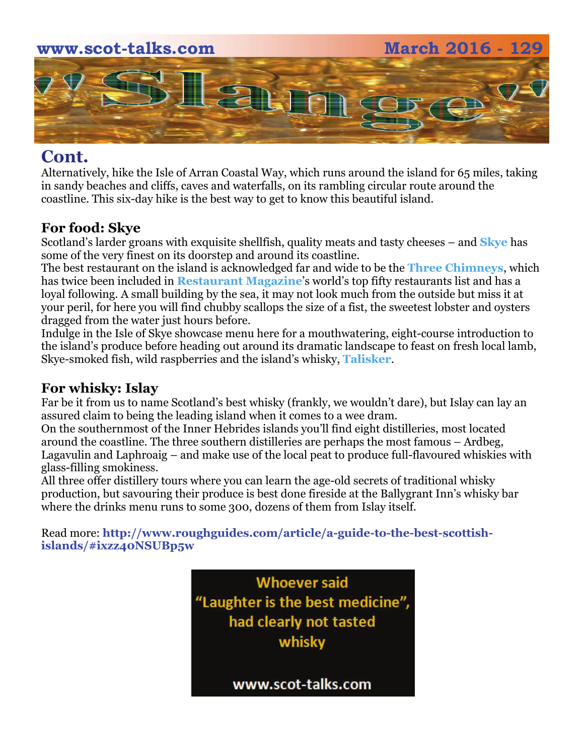## Cont.

Alternatively, hike the Isle of Arran Coastal Way, which runs around the island for 65 miles, taking in sandy beaches and cliffs, caves and waterfalls, on its rambling circular route around the coastline. This six-day hike is the best way to get to know this beautiful island.

### For food: Skye

Scotland's larder groans with exquisite shellfish, quality meats and tasty cheeses – and **Skye** has some of the very finest on its doorstep and around its coastline.

The best restaurant on the island is acknowledged far and wide to be the **Three Chimneys**, which has twice been included in **Restaurant Magazine**'s world's top fifty restaurants list and has a loyal following. A small building by the sea, it may not look much from the outside but miss it at your peril, for here you will find chubby scallops the size of a fist, the sweetest lobster and oysters dragged from the water just hours before.

Indulge in the Isle of Skye showcase menu here for a mouthwatering, eight-course introduction to the island's produce before heading out around its dramatic landscape to feast on fresh local lamb, Skye-smoked fish, wild raspberries and the island's whisky, **Talisker**.

### For whisky: Islay

Far be it from us to name Scotland's best whisky (frankly, we wouldn't dare), but Islay can lay an assured claim to being the leading island when it comes to a wee dram.

On the southernmost of the Inner Hebrides islands you'll find eight distilleries, most located around the coastline. The three southern distilleries are perhaps the most famous – Ardbeg, Lagavulin and Laphroaig – and make use of the local peat to produce full-flavoured whiskies with glass-filling smokiness.

All three offer distillery tours where you can learn the age-old secrets of traditional whisky production, but savouring their produce is best done fireside at the Ballygrant Inn's whisky bar where the drinks menu runs to some 300, dozens of them from Islay itself.

Read more: **http://www.roughguides.com/article/a-guide-to-the-best-scottish-islands/#ixzz40NSUBp5w**

Whoever said "Laughter is the best medicine", had clearly not tasted whisky

www.scot-talks.com